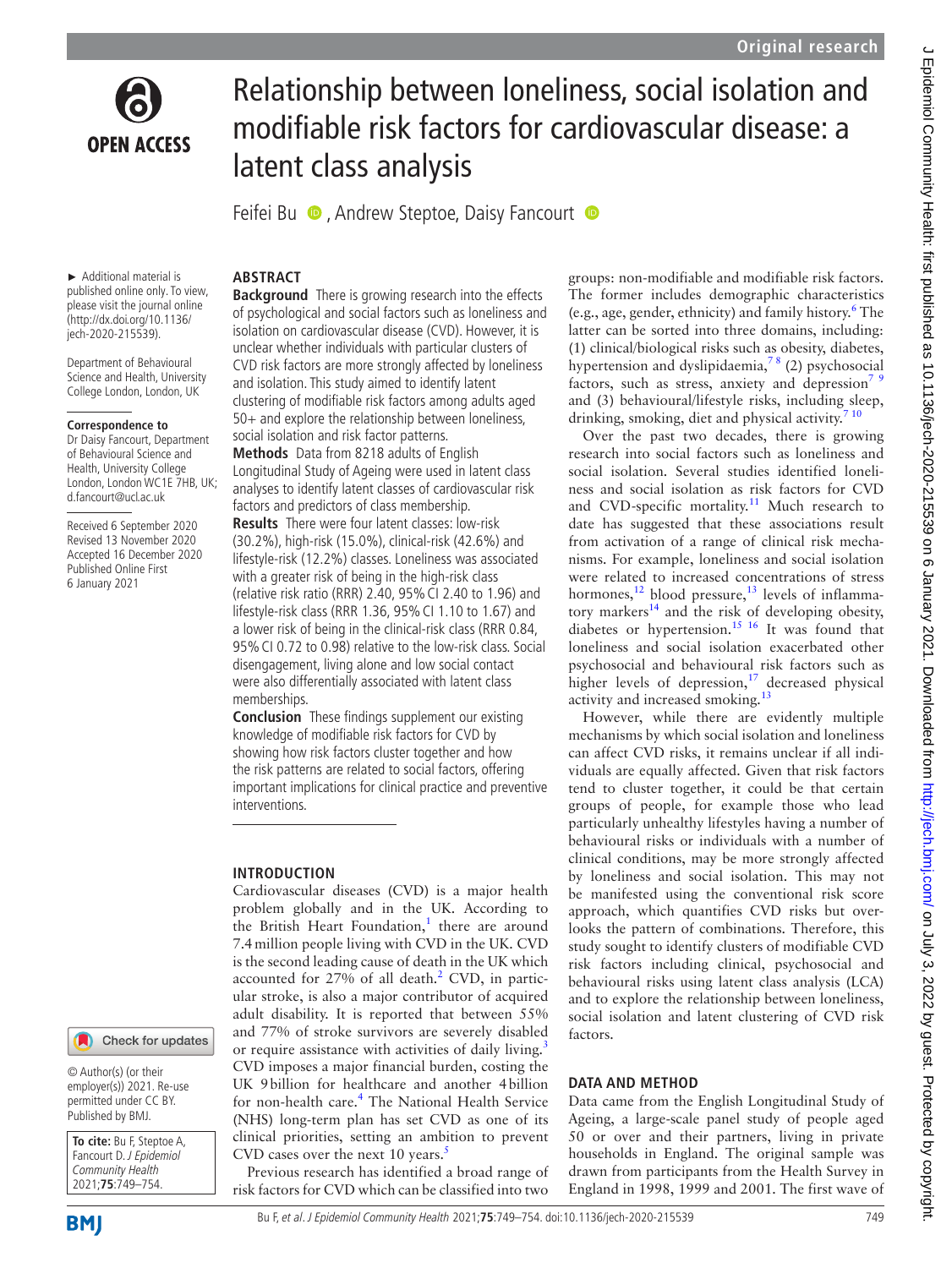# Relationship between loneliness, social isolation and modifiable risk factors for cardiovascular disease: a latent class analysis

Feifei Bu, Andrew Steptoe, Daisy Fancourt

► Additional material is published online only. To view, please visit the journal online (http://dx.doi.org/10.1136/jech-2020-215539).

Department of Behavioural Science and Health, University College London, London, UK

**Correspondence to**
Dr Daisy Fancourt, Department of Behavioural Science and Health, University College London, London WC1E 7HB, UK; d.fancourt@ucl.ac.uk

Received 6 September 2020
Revised 13 November 2020
Accepted 16 December 2020
Published Online First 6 January 2021

© Author(s) (or their employer(s)) 2021. Re-use permitted under CC BY. Published by BMJ.

**To cite:** Bu F, Steptoe A, Fancourt D. *J Epidemiol Community Health* 2021;**75**:749–754.

## ABSTRACT

**Background** There is growing research into the effects of psychological and social factors such as loneliness and isolation on cardiovascular disease (CVD). However, it is unclear whether individuals with particular clusters of CVD risk factors are more strongly affected by loneliness and isolation. This study aimed to identify latent clustering of modifiable risk factors among adults aged 50+ and explore the relationship between loneliness, social isolation and risk factor patterns.

**Methods** Data from 8218 adults of English Longitudinal Study of Ageing were used in latent class analyses to identify latent classes of cardiovascular risk factors and predictors of class membership.

**Results** There were four latent classes: low-risk (30.2%), high-risk (15.0%), clinical-risk (42.6%) and lifestyle-risk (12.2%) classes. Loneliness was associated with a greater risk of being in the high-risk class (relative risk ratio (RRR) 2.40, 95% CI 2.40 to 1.96) and lifestyle-risk class (RRR 1.36, 95% CI 1.10 to 1.67) and a lower risk of being in the clinical-risk class (RRR 0.84, 95% CI 0.72 to 0.98) relative to the low-risk class. Social disengagement, living alone and low social contact were also differentially associated with latent class memberships.

**Conclusion** These findings supplement our existing knowledge of modifiable risk factors for CVD by showing how risk factors cluster together and how the risk patterns are related to social factors, offering important implications for clinical practice and preventive interventions.

## INTRODUCTION

Cardiovascular diseases (CVD) is a major health problem globally and in the UK. According to the British Heart Foundation,[1] there are around 7.4 million people living with CVD in the UK. CVD is the second leading cause of death in the UK which accounted for 27% of all death.[2] CVD, in particular stroke, is also a major contributor of acquired adult disability. It is reported that between 55% and 77% of stroke survivors are severely disabled or require assistance with activities of daily living.[3] CVD imposes a major financial burden, costing the UK 9 billion for healthcare and another 4 billion for non-health care.[4] The National Health Service (NHS) long-term plan has set CVD as one of its clinical priorities, setting an ambition to prevent CVD cases over the next 10 years.[5]

Previous research has identified a broad range of risk factors for CVD which can be classified into two groups: non-modifiable and modifiable risk factors. The former includes demographic characteristics (e.g., age, gender, ethnicity) and family history.[6] The latter can be sorted into three domains, including: (1) clinical/biological risks such as obesity, diabetes, hypertension and dyslipidaemia,[7 8] (2) psychosocial factors, such as stress, anxiety and depression[7 9] and (3) behavioural/lifestyle risks, including sleep, drinking, smoking, diet and physical activity.[7 10]

Over the past two decades, there is growing research into social factors such as loneliness and social isolation. Several studies identified loneliness and social isolation as risk factors for CVD and CVD-specific mortality.[11] Much research to date has suggested that these associations result from activation of a range of clinical risk mechanisms. For example, loneliness and social isolation were related to increased concentrations of stress hormones,[12] blood pressure,[13] levels of inflammatory markers[14] and the risk of developing obesity, diabetes or hypertension.[15 16] It was found that loneliness and social isolation exacerbated other psychosocial and behavioural risk factors such as higher levels of depression,[17] decreased physical activity and increased smoking.[13]

However, while there are evidently multiple mechanisms by which social isolation and loneliness can affect CVD risks, it remains unclear if all individuals are equally affected. Given that risk factors tend to cluster together, it could be that certain groups of people, for example those who lead particularly unhealthy lifestyles having a number of behavioural risks or individuals with a number of clinical conditions, may be more strongly affected by loneliness and social isolation. This may not be manifested using the conventional risk score approach, which quantifies CVD risks but overlooks the pattern of combinations. Therefore, this study sought to identify clusters of modifiable CVD risk factors including clinical, psychosocial and behavioural risks using latent class analysis (LCA) and to explore the relationship between loneliness, social isolation and latent clustering of CVD risk factors.

## DATA AND METHOD

Data came from the English Longitudinal Study of Ageing, a large-scale panel study of people aged 50 or over and their partners, living in private households in England. The original sample was drawn from participants from the Health Survey in England in 1998, 1999 and 2001. The first wave of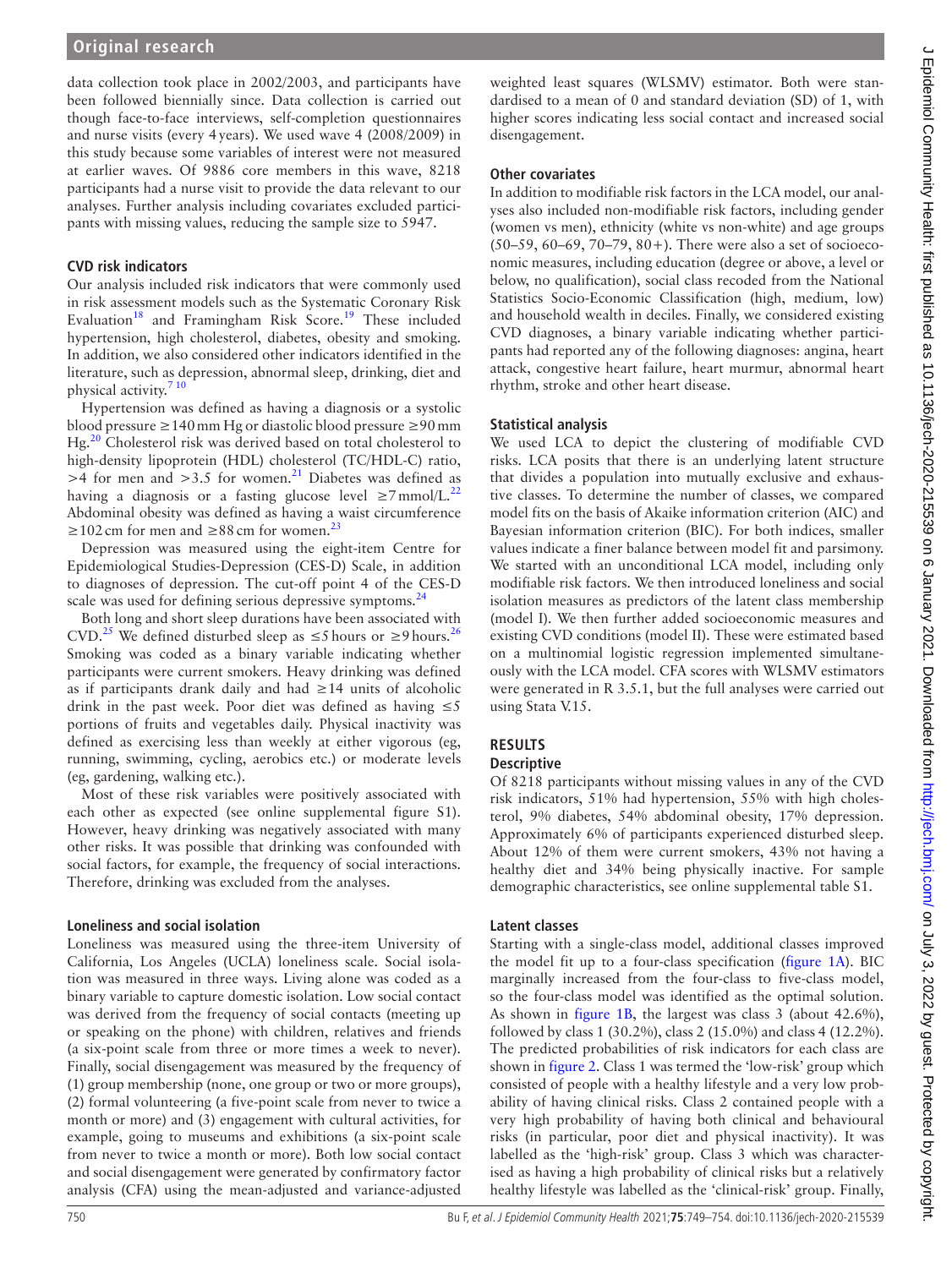data collection took place in 2002/2003, and participants have been followed biennially since. Data collection is carried out though face-to-face interviews, self-completion questionnaires and nurse visits (every 4 years). We used wave 4 (2008/2009) in this study because some variables of interest were not measured at earlier waves. Of 9886 core members in this wave, 8218 participants had a nurse visit to provide the data relevant to our analyses. Further analysis including covariates excluded participants with missing values, reducing the sample size to 5947.

### CVD risk indicators

Our analysis included risk indicators that were commonly used in risk assessment models such as the Systematic Coronary Risk Evaluation[18] and Framingham Risk Score.[19] These included hypertension, high cholesterol, diabetes, obesity and smoking. In addition, we also considered other indicators identified in the literature, such as depression, abnormal sleep, drinking, diet and physical activity.[7 10]

Hypertension was defined as having a diagnosis or a systolic blood pressure ≥140 mm Hg or diastolic blood pressure ≥90 mm Hg.[20] Cholesterol risk was derived based on total cholesterol to high-density lipoprotein (HDL) cholesterol (TC/HDL-C) ratio, >4 for men and >3.5 for women.[21] Diabetes was defined as having a diagnosis or a fasting glucose level ≥7 mmol/L.[22] Abdominal obesity was defined as having a waist circumference ≥102 cm for men and ≥88 cm for women.[23]

Depression was measured using the eight-item Centre for Epidemiological Studies-Depression (CES-D) Scale, in addition to diagnoses of depression. The cut-off point 4 of the CES-D scale was used for defining serious depressive symptoms.[24]

Both long and short sleep durations have been associated with CVD.[25] We defined disturbed sleep as ≤5 hours or ≥9 hours.[26] Smoking was coded as a binary variable indicating whether participants were current smokers. Heavy drinking was defined as if participants drank daily and had ≥14 units of alcoholic drink in the past week. Poor diet was defined as having ≤5 portions of fruits and vegetables daily. Physical inactivity was defined as exercising less than weekly at either vigorous (eg, running, swimming, cycling, aerobics etc.) or moderate levels (eg, gardening, walking etc.).

Most of these risk variables were positively associated with each other as expected (see online supplemental figure S1). However, heavy drinking was negatively associated with many other risks. It was possible that drinking was confounded with social factors, for example, the frequency of social interactions. Therefore, drinking was excluded from the analyses.

### Loneliness and social isolation

Loneliness was measured using the three-item University of California, Los Angeles (UCLA) loneliness scale. Social isolation was measured in three ways. Living alone was coded as a binary variable to capture domestic isolation. Low social contact was derived from the frequency of social contacts (meeting up or speaking on the phone) with children, relatives and friends (a six-point scale from three or more times a week to never). Finally, social disengagement was measured by the frequency of (1) group membership (none, one group or two or more groups), (2) formal volunteering (a five-point scale from never to twice a month or more) and (3) engagement with cultural activities, for example, going to museums and exhibitions (a six-point scale from never to twice a month or more). Both low social contact and social disengagement were generated by confirmatory factor analysis (CFA) using the mean-adjusted and variance-adjusted weighted least squares (WLSMV) estimator. Both were standardised to a mean of 0 and standard deviation (SD) of 1, with higher scores indicating less social contact and increased social disengagement.

### Other covariates

In addition to modifiable risk factors in the LCA model, our analyses also included non-modifiable risk factors, including gender (women vs men), ethnicity (white vs non-white) and age groups (50–59, 60–69, 70–79, 80+). There were also a set of socioeconomic measures, including education (degree or above, a level or below, no qualification), social class recoded from the National Statistics Socio-Economic Classification (high, medium, low) and household wealth in deciles. Finally, we considered existing CVD diagnoses, a binary variable indicating whether participants had reported any of the following diagnoses: angina, heart attack, congestive heart failure, heart murmur, abnormal heart rhythm, stroke and other heart disease.

### Statistical analysis

We used LCA to depict the clustering of modifiable CVD risks. LCA posits that there is an underlying latent structure that divides a population into mutually exclusive and exhaustive classes. To determine the number of classes, we compared model fits on the basis of Akaike information criterion (AIC) and Bayesian information criterion (BIC). For both indices, smaller values indicate a finer balance between model fit and parsimony. We started with an unconditional LCA model, including only modifiable risk factors. We then introduced loneliness and social isolation measures as predictors of the latent class membership (model I). We then further added socioeconomic measures and existing CVD conditions (model II). These were estimated based on a multinomial logistic regression implemented simultaneously with the LCA model. CFA scores with WLSMV estimators were generated in R 3.5.1, but the full analyses were carried out using Stata V.15.

## RESULTS

### Descriptive

Of 8218 participants without missing values in any of the CVD risk indicators, 51% had hypertension, 55% with high cholesterol, 9% diabetes, 54% abdominal obesity, 17% depression. Approximately 6% of participants experienced disturbed sleep. About 12% of them were current smokers, 43% not having a healthy diet and 34% being physically inactive. For sample demographic characteristics, see online supplemental table S1.

### Latent classes

Starting with a single-class model, additional classes improved the model fit up to a four-class specification (figure 1A). BIC marginally increased from the four-class to five-class model, so the four-class model was identified as the optimal solution. As shown in figure 1B, the largest was class 3 (about 42.6%), followed by class 1 (30.2%), class 2 (15.0%) and class 4 (12.2%). The predicted probabilities of risk indicators for each class are shown in figure 2. Class 1 was termed the 'low-risk' group which consisted of people with a healthy lifestyle and a very low probability of having clinical risks. Class 2 contained people with a very high probability of having both clinical and behavioural risks (in particular, poor diet and physical inactivity). It was labelled as the 'high-risk' group. Class 3 which was characterised as having a high probability of clinical risks but a relatively healthy lifestyle was labelled as the 'clinical-risk' group. Finally,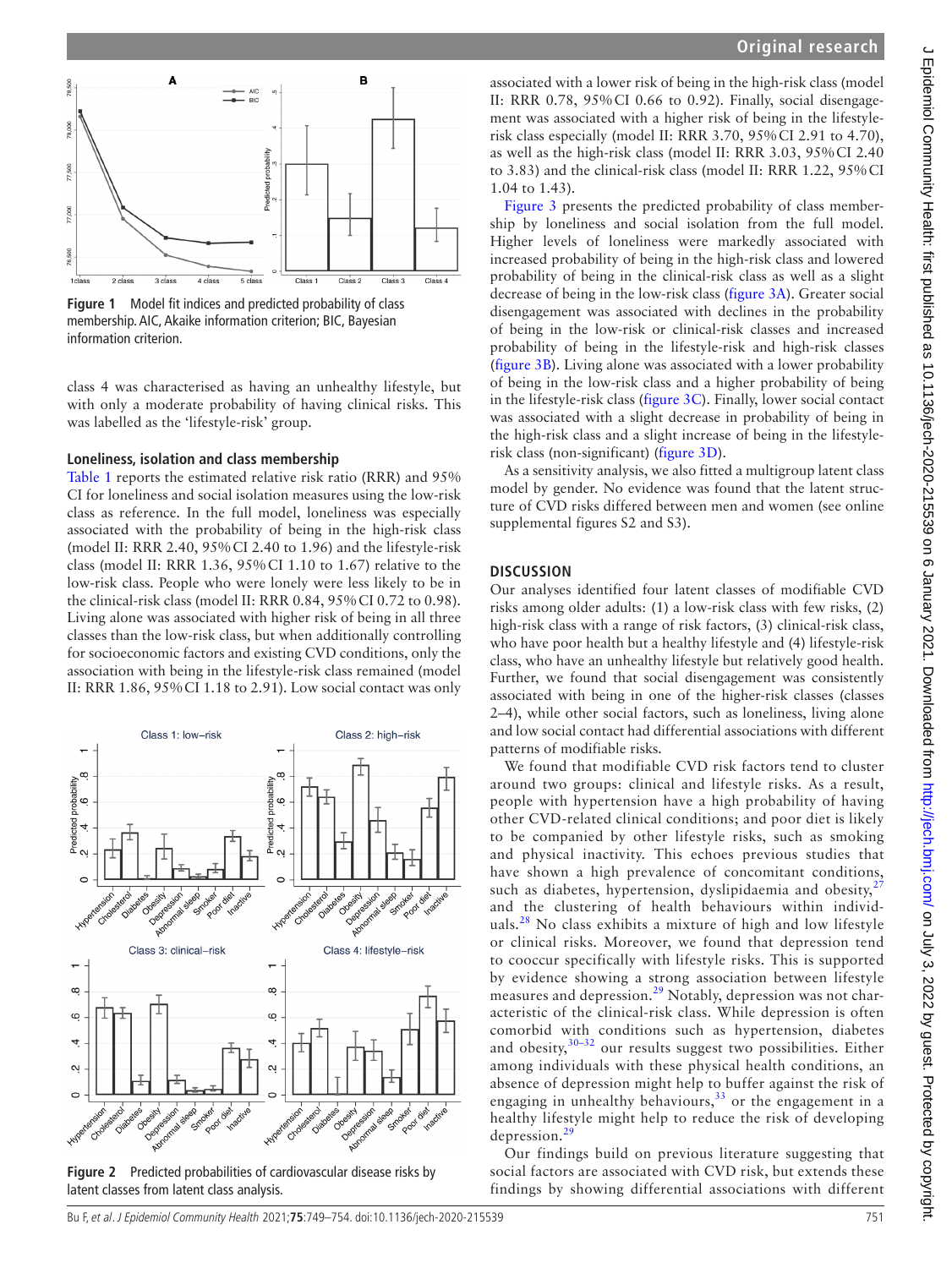Figure 1 Model fit indices and predicted probability of class membership. AIC, Akaike information criterion; BIC, Bayesian information criterion.

class 4 was characterised as having an unhealthy lifestyle, but with only a moderate probability of having clinical risks. This was labelled as the 'lifestyle-risk' group.

### Loneliness, isolation and class membership

Table 1 reports the estimated relative risk ratio (RRR) and 95% CI for loneliness and social isolation measures using the low-risk class as reference. In the full model, loneliness was especially associated with the probability of being in the high-risk class (model II: RRR 2.40, 95% CI 2.40 to 1.96) and the lifestyle-risk class (model II: RRR 1.36, 95% CI 1.10 to 1.67) relative to the low-risk class. People who were lonely were less likely to be in the clinical-risk class (model II: RRR 0.84, 95% CI 0.72 to 0.98). Living alone was associated with higher risk of being in all three classes than the low-risk class, but when additionally controlling for socioeconomic factors and existing CVD conditions, only the association with being in the lifestyle-risk class remained (model II: RRR 1.86, 95% CI 1.18 to 2.91). Low social contact was only associated with a lower risk of being in the high-risk class (model II: RRR 0.78, 95% CI 0.66 to 0.92). Finally, social disengagement was associated with a higher risk of being in the lifestyle-risk class especially (model II: RRR 3.70, 95% CI 2.91 to 4.70), as well as the high-risk class (model II: RRR 3.03, 95% CI 2.40 to 3.83) and the clinical-risk class (model II: RRR 1.22, 95% CI 1.04 to 1.43).

Figure 3 presents the predicted probability of class membership by loneliness and social isolation from the full model. Higher levels of loneliness were markedly associated with increased probability of being in the high-risk class and lowered probability of being in the clinical-risk class as well as a slight decrease of being in the low-risk class (figure 3A). Greater social disengagement was associated with declines in the probability of being in the low-risk or clinical-risk classes and increased probability of being in the lifestyle-risk and high-risk classes (figure 3B). Living alone was associated with a lower probability of being in the low-risk class and a higher probability of being in the lifestyle-risk class (figure 3C). Finally, lower social contact was associated with a slight decrease in probability of being in the high-risk class and a slight increase of being in the lifestyle-risk class (non-significant) (figure 3D).

As a sensitivity analysis, we also fitted a multigroup latent class model by gender. No evidence was found that the latent structure of CVD risks differed between men and women (see online supplemental figures S2 and S3).

Figure 2 Predicted probabilities of cardiovascular disease risks by latent classes from latent class analysis.

## DISCUSSION

Our analyses identified four latent classes of modifiable CVD risks among older adults: (1) a low-risk class with few risks, (2) high-risk class with a range of risk factors, (3) clinical-risk class, who have poor health but a healthy lifestyle and (4) lifestyle-risk class, who have an unhealthy lifestyle but relatively good health. Further, we found that social disengagement was consistently associated with being in one of the higher-risk classes (classes 2–4), while other social factors, such as loneliness, living alone and low social contact had differential associations with different patterns of modifiable risks.

We found that modifiable CVD risk factors tend to cluster around two groups: clinical and lifestyle risks. As a result, people with hypertension have a high probability of having other CVD-related clinical conditions; and poor diet is likely to be companied by other lifestyle risks, such as smoking and physical inactivity. This echoes previous studies that have shown a high prevalence of concomitant conditions, such as diabetes, hypertension, dyslipidaemia and obesity,[27] and the clustering of health behaviours within individuals.[28] No class exhibits a mixture of high and low lifestyle or clinical risks. Moreover, we found that depression tend to cooccur specifically with lifestyle risks. This is supported by evidence showing a strong association between lifestyle measures and depression.[29] Notably, depression was not characteristic of the clinical-risk class. While depression is often comorbid with conditions such as hypertension, diabetes and obesity,[30–32] our results suggest two possibilities. Either among individuals with these physical health conditions, an absence of depression might help to buffer against the risk of engaging in unhealthy behaviours,[33] or the engagement in a healthy lifestyle might help to reduce the risk of developing depression.[29]

Our findings build on previous literature suggesting that social factors are associated with CVD risk, but extends these findings by showing differential associations with different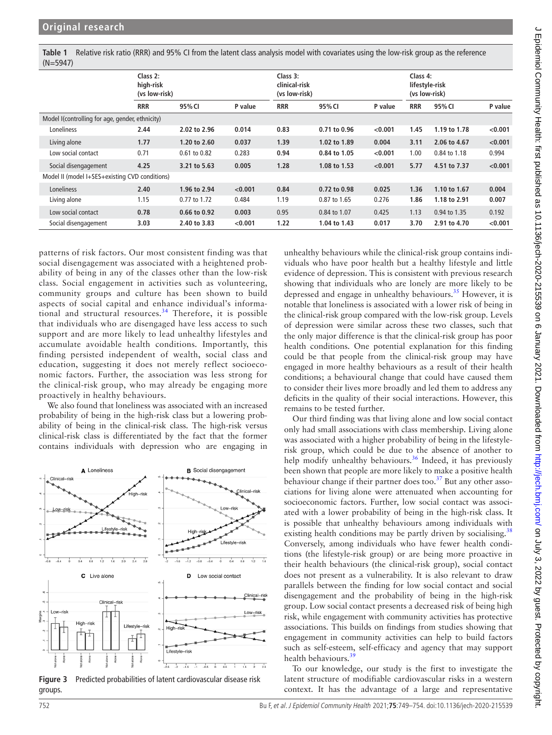**Table 1** Relative risk ratio (RRR) and 95% CI from the latent class analysis model with covariates using the low-risk group as the reference (N=5947)

| | Class 2: high-risk (vs low-risk) | | | Class 3: clinical-risk (vs low-risk) | | | Class 4: lifestyle-risk (vs low-risk) | | |
|---|---|---|---|---|---|---|---|---|---|
| | **RRR** | **95% CI** | **P value** | **RRR** | **95% CI** | **P value** | **RRR** | **95% CI** | **P value** |
| Model I(controlling for age, gender, ethnicity) | | | | | | | | | |
| Loneliness | **2.44** | **2.02 to 2.96** | **0.014** | **0.83** | **0.71 to 0.96** | **<0.001** | **1.45** | **1.19 to 1.78** | **<0.001** |
| Living alone | **1.77** | **1.20 to 2.60** | **0.037** | **1.39** | **1.02 to 1.89** | **0.004** | **3.11** | **2.06 to 4.67** | **<0.001** |
| Low social contact | 0.71 | 0.61 to 0.82 | 0.283 | **0.94** | **0.84 to 1.05** | **<0.001** | 1.00 | 0.84 to 1.18 | 0.994 |
| Social disengagement | **4.25** | **3.21 to 5.63** | **0.005** | **1.28** | **1.08 to 1.53** | **<0.001** | **5.77** | **4.51 to 7.37** | **<0.001** |
| Model II (model I+SES+existing CVD conditions) | | | | | | | | | |
| Loneliness | **2.40** | **1.96 to 2.94** | **<0.001** | **0.84** | **0.72 to 0.98** | **0.025** | **1.36** | **1.10 to 1.67** | **0.004** |
| Living alone | 1.15 | 0.77 to 1.72 | 0.484 | 1.19 | 0.87 to 1.65 | 0.276 | **1.86** | **1.18 to 2.91** | **0.007** |
| Low social contact | **0.78** | **0.66 to 0.92** | **0.003** | 0.95 | 0.84 to 1.07 | 0.425 | 1.13 | 0.94 to 1.35 | 0.192 |
| Social disengagement | **3.03** | **2.40 to 3.83** | **<0.001** | **1.22** | **1.04 to 1.43** | **0.017** | **3.70** | **2.91 to 4.70** | **<0.001** |

patterns of risk factors. Our most consistent finding was that social disengagement was associated with a heightened probability of being in any of the classes other than the low-risk class. Social engagement in activities such as volunteering, community groups and culture has been shown to build aspects of social capital and enhance individual's informational and structural resources.[34] Therefore, it is possible that individuals who are disengaged have less access to such support and are more likely to lead unhealthy lifestyles and accumulate avoidable health conditions. Importantly, this finding persisted independent of wealth, social class and education, suggesting it does not merely reflect socioeconomic factors. Further, the association was less strong for the clinical-risk group, who may already be engaging more proactively in healthy behaviours.

We also found that loneliness was associated with an increased probability of being in the high-risk class but a lowering probability of being in the clinical-risk class. The high-risk versus clinical-risk class is differentiated by the fact that the former contains individuals with depression who are engaging in unhealthy behaviours while the clinical-risk group contains individuals who have poor health but a healthy lifestyle and little evidence of depression. This is consistent with previous research showing that individuals who are lonely are more likely to be depressed and engage in unhealthy behaviours.[35] However, it is notable that loneliness is associated with a lower risk of being in the clinical-risk group compared with the low-risk group. Levels of depression were similar across these two classes, such that the only major difference is that the clinical-risk group has poor health conditions. One potential explanation for this finding could be that people from the clinical-risk group may have engaged in more healthy behaviours as a result of their health conditions; a behavioural change that could have caused them to consider their lives more broadly and led them to address any deficits in the quality of their social interactions. However, this remains to be tested further.

**Figure 3** Predicted probabilities of latent cardiovascular disease risk groups.

Our third finding was that living alone and low social contact only had small associations with class membership. Living alone was associated with a higher probability of being in the lifestyle-risk group, which could be due to the absence of another to help modify unhealthy behaviours.[36] Indeed, it has previously been shown that people are more likely to make a positive health behaviour change if their partner does too.[37] But any other associations for living alone were attenuated when accounting for socioeconomic factors. Further, low social contact was associated with a lower probability of being in the high-risk class. It is possible that unhealthy behaviours among individuals with existing health conditions may be partly driven by socialising.[38] Conversely, among individuals who have fewer health conditions (the lifestyle-risk group) or are being more proactive in their health behaviours (the clinical-risk group), social contact does not present as a vulnerability. It is also relevant to draw parallels between the finding for low social contact and social disengagement and the probability of being in the high-risk group. Low social contact presents a decreased risk of being high risk, while engagement with community activities has protective associations. This builds on findings from studies showing that engagement in community activities can help to build factors such as self-esteem, self-efficacy and agency that may support health behaviours.[39]

To our knowledge, our study is the first to investigate the latent structure of modifiable cardiovascular risks in a western context. It has the advantage of a large and representative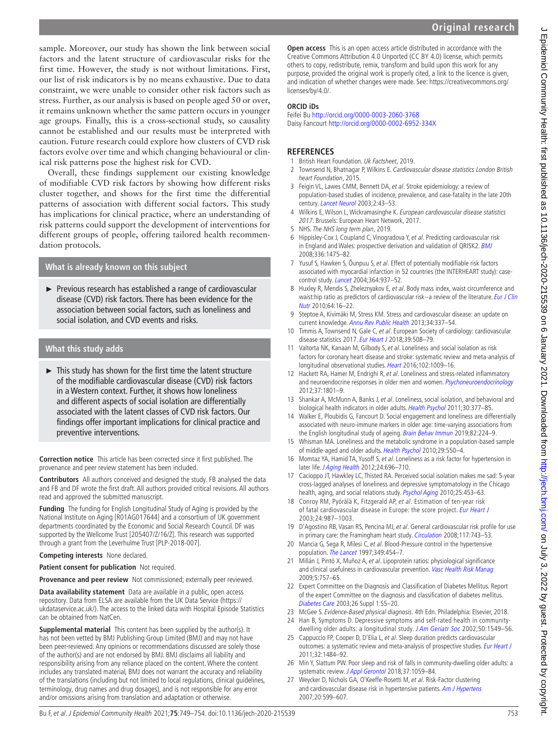sample. Moreover, our study has shown the link between social factors and the latent structure of cardiovascular risks for the first time. However, the study is not without limitations. First, our list of risk indicators is by no means exhaustive. Due to data constraint, we were unable to consider other risk factors such as stress. Further, as our analysis is based on people aged 50 or over, it remains unknown whether the same pattern occurs in younger age groups. Finally, this is a cross-sectional study, so causality cannot be established and our results must be interpreted with caution. Future research could explore how clusters of CVD risk factors evolve over time and which changing behavioural or clinical risk patterns pose the highest risk for CVD.

Overall, these findings supplement our existing knowledge of modifiable CVD risk factors by showing how different risks cluster together, and shows for the first time the differential patterns of association with different social factors. This study has implications for clinical practice, where an understanding of risk patterns could support the development of interventions for different groups of people, offering tailored health recommendation protocols.

### What is already known on this subject

- Previous research has established a range of cardiovascular disease (CVD) risk factors. There has been evidence for the association between social factors, such as loneliness and social isolation, and CVD events and risks.

### What this study adds

- This study has shown for the first time the latent structure of the modifiable cardiovascular disease (CVD) risk factors in a Western context. Further, it shows how loneliness and different aspects of social isolation are differentially associated with the latent classes of CVD risk factors. Our findings offer important implications for clinical practice and preventive interventions.

**Correction notice** This article has been corrected since it first published. The provenance and peer review statement has been included.

**Contributors** All authors conceived and designed the study. FB analysed the data and FB and DF wrote the first draft. All authors provided critical revisions. All authors read and approved the submitted manuscript.

**Funding** The funding for English Longitudinal Study of Aging is provided by the National Institute on Aging [R01AG017644] and a consortium of UK government departments coordinated by the Economic and Social Research Council. DF was supported by the Wellcome Trust [205407/Z/16/Z]. This research was supported through a grant from the Leverhulme Trust [PLP-2018-007].

**Competing interests** None declared.

**Patient consent for publication** Not required.

**Provenance and peer review** Not commissioned; externally peer reviewed.

**Data availability statement** Data are available in a public, open access repository. Data from ELSA are available from the UK Data Service (https://ukdataservice.ac.uk/). The access to the linked data with Hospital Episode Statistics can be obtained from NatCen.

**Supplemental material** This content has been supplied by the author(s). It has not been vetted by BMJ Publishing Group Limited (BMJ) and may not have been peer-reviewed. Any opinions or recommendations discussed are solely those of the author(s) and are not endorsed by BMJ. BMJ disclaims all liability and responsibility arising from any reliance placed on the content. Where the content includes any translated material, BMJ does not warrant the accuracy and reliability of the translations (including but not limited to local regulations, clinical guidelines, terminology, drug names and drug dosages), and is not responsible for any error and/or omissions arising from translation and adaptation or otherwise.

**Open access** This is an open access article distributed in accordance with the Creative Commons Attribution 4.0 Unported (CC BY 4.0) license, which permits others to copy, redistribute, remix, transform and build upon this work for any purpose, provided the original work is properly cited, a link to the licence is given, and indication of whether changes were made. See: https://creativecommons.org/licenses/by/4.0/.

**ORCID iDs**

Feifei Bu http://orcid.org/0000-0003-2060-3768
Daisy Fancourt http://orcid.org/0000-0002-6952-334X

## REFERENCES

1. British Heart Foundation. *Uk Factsheet*, 2019.
2. Townsend N, Bhatnagar P, Wilkins E. *Cardiovascular disease statistics London British heart Foundation*, 2015.
3. Feigin VL, Lawes CMM, Bennett DA, *et al*. Stroke epidemiology: a review of population-based studies of incidence, prevalence, and case-fatality in the late 20th century. *Lancet Neurol* 2003;2:43–53.
4. Wilkins E, Wilson L, Wickramasinghe K. *European cardiovascular disease statistics 2017*. Brussels: European Heart Network, 2017.
5. NHS. *The NHS long term plan*, 2019.
6. Hippisley-Cox J, Coupland C, Vinogradova Y, *et al*. Predicting cardiovascular risk in England and Wales: prospective derivation and validation of QRISK2. *BMJ* 2008;336:1475–82.
7. Yusuf S, Hawken S, Ôunpuu S, *et al*. Effect of potentially modifiable risk factors associated with myocardial infarction in 52 countries (the INTERHEART study): case-control study. *Lancet* 2004;364:937–52.
8. Huxley R, Mendis S, Zheleznyakov E, *et al*. Body mass index, waist circumference and waist:hip ratio as predictors of cardiovascular risk--a review of the literature. *Eur J Clin Nutr* 2010;64:16–22.
9. Steptoe A, Kivimäki M, Stress KM. Stress and cardiovascular disease: an update on current knowledge. *Annu Rev Public Health* 2013;34:337–54.
10. Timmis A, Townsend N, Gale C, *et al*. European Society of cardiology: cardiovascular disease statistics 2017. *Eur Heart J* 2018;39:508–79.
11. Valtorta NK, Kanaan M, Gilbody S, *et al*. Loneliness and social isolation as risk factors for coronary heart disease and stroke: systematic review and meta-analysis of longitudinal observational studies. *Heart* 2016;102:1009–16.
12. Hackett RA, Hamer M, Endrighi R, *et al*. Loneliness and stress-related inflammatory and neuroendocrine responses in older men and women. *Psychoneuroendocrinology* 2012;37:1801–9.
13. Shankar A, McMunn A, Banks J, *et al*. Loneliness, social isolation, and behavioral and biological health indicators in older adults. *Health Psychol* 2011;30:377–85.
14. Walker E, Ploubidis G, Fancourt D. Social engagement and loneliness are differentially associated with neuro-immune markers in older age: time-varying associations from the English longitudinal study of ageing. *Brain Behav Immun* 2019;82:224–9.
15. Whisman MA. Loneliness and the metabolic syndrome in a population-based sample of middle-aged and older adults. *Health Psychol* 2010;29:550–4.
16. Momtaz YA, Hamid TA, Yusoff S, *et al*. Loneliness as a risk factor for hypertension in later life. *J Aging Health* 2012;24:696–710.
17. Cacioppo JT, Hawkley LC, Thisted RA. Perceived social isolation makes me sad: 5-year cross-lagged analyses of loneliness and depressive symptomatology in the Chicago health, aging, and social relations study. *Psychol Aging* 2010;25:453–63.
18. Conroy RM, Pyörälä K, Fitzgerald AP, *et al*. Estimation of ten-year risk of fatal cardiovascular disease in Europe: the score project. *Eur Heart J* 2003;24:987–1003.
19. D'Agostino RB, Vasan RS, Pencina MJ, *et al*. General cardiovascular risk profile for use in primary care: the Framingham heart study. *Circulation* 2008;117:743–53.
20. Mancia G, Sega R, Milesi C, *et al*. Blood-Pressure control in the hypertensive population. *The Lancet* 1997;349:454–7.
21. Millán J, Pintó X, Muñoz A, *et al*. Lipoprotein ratios: physiological significance and clinical usefulness in cardiovascular prevention. *Vasc Health Risk Manag* 2009;5:757–65.
22. Expert Committee on the Diagnosis and Classification of Diabetes Mellitus. Report of the expert Committee on the diagnosis and classification of diabetes mellitus. *Diabetes Care* 2003;26 Suppl 1:S5–20.
23. McGee S. *Evidence-Based physical diagnosis*. 4th Edn. Philadelphia: Elsevier, 2018.
24. Han B, Symptoms D. Depressive symptoms and self-rated health in community-dwelling older adults: a longitudinal study. *J Am Geriatr Soc* 2002;50:1549–56.
25. Cappuccio FP, Cooper D, D'Elia L, *et al*. Sleep duration predicts cardiovascular outcomes: a systematic review and meta-analysis of prospective studies. *Eur Heart J* 2011;32:1484–92.
26. Min Y, Slattum PW. Poor sleep and risk of falls in community-dwelling older adults: a systematic review. *J Appl Gerontol* 2018;37:1059–84.
27. Weycker D, Nichols GA, O'Keeffe-Rosetti M, *et al*. Risk-Factor clustering and cardiovascular disease risk in hypertensive patients. *Am J Hypertens* 2007;20:599–607.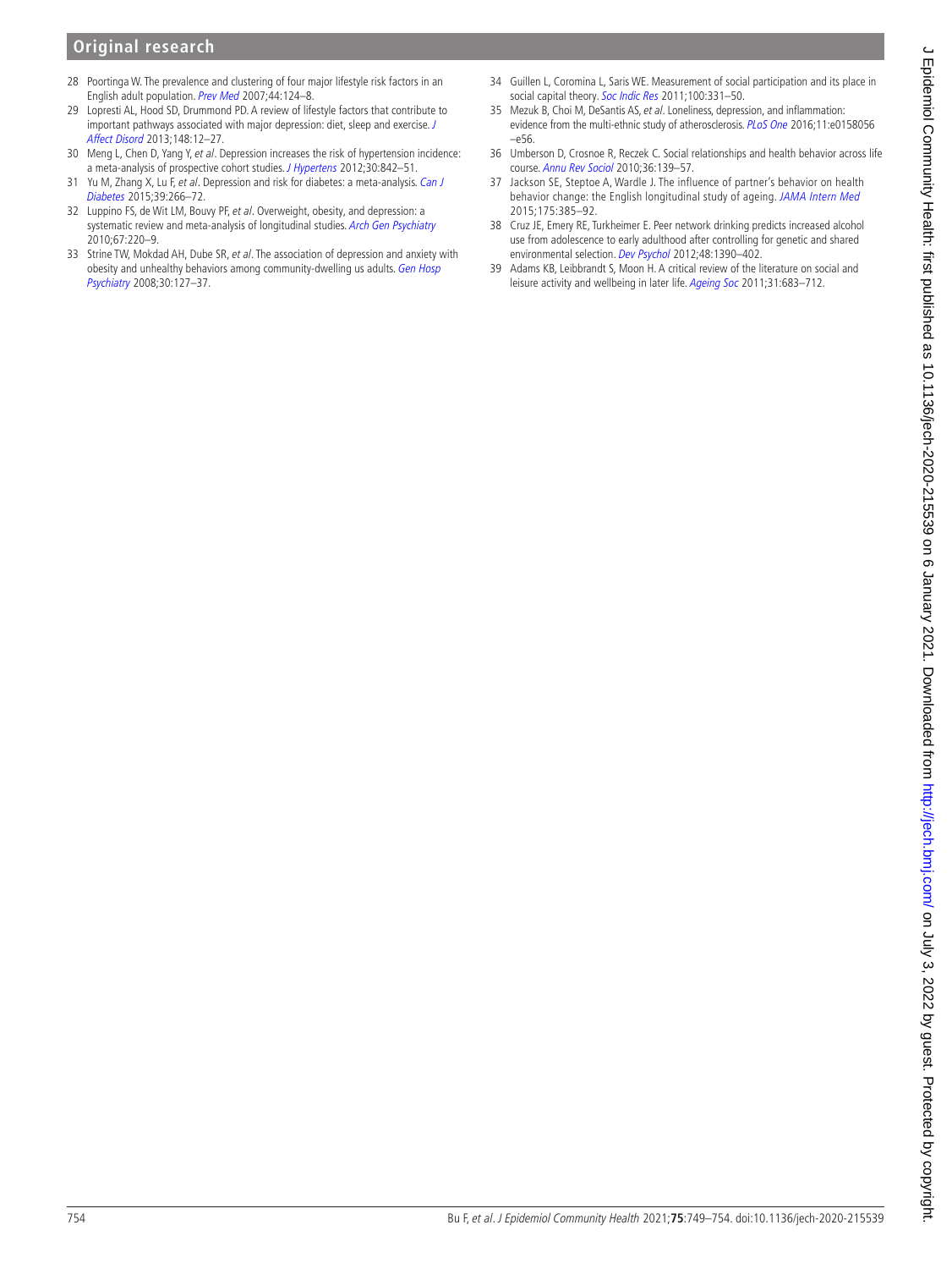28 Poortinga W. The prevalence and clustering of four major lifestyle risk factors in an English adult population. *Prev Med* 2007;44:124–8.
29 Lopresti AL, Hood SD, Drummond PD. A review of lifestyle factors that contribute to important pathways associated with major depression: diet, sleep and exercise. *J Affect Disord* 2013;148:12–27.
30 Meng L, Chen D, Yang Y, *et al*. Depression increases the risk of hypertension incidence: a meta-analysis of prospective cohort studies. *J Hypertens* 2012;30:842–51.
31 Yu M, Zhang X, Lu F, *et al*. Depression and risk for diabetes: a meta-analysis. *Can J Diabetes* 2015;39:266–72.
32 Luppino FS, de Wit LM, Bouvy PF, *et al*. Overweight, obesity, and depression: a systematic review and meta-analysis of longitudinal studies. *Arch Gen Psychiatry* 2010;67:220–9.
33 Strine TW, Mokdad AH, Dube SR, *et al*. The association of depression and anxiety with obesity and unhealthy behaviors among community-dwelling us adults. *Gen Hosp Psychiatry* 2008;30:127–37.
34 Guillen L, Coromina L, Saris WE. Measurement of social participation and its place in social capital theory. *Soc Indic Res* 2011;100:331–50.
35 Mezuk B, Choi M, DeSantis AS, *et al*. Loneliness, depression, and inflammation: evidence from the multi-ethnic study of atherosclerosis. *PLoS One* 2016;11:e0158056–e56.
36 Umberson D, Crosnoe R, Reczek C. Social relationships and health behavior across life course. *Annu Rev Sociol* 2010;36:139–57.
37 Jackson SE, Steptoe A, Wardle J. The influence of partner's behavior on health behavior change: the English longitudinal study of ageing. *JAMA Intern Med* 2015;175:385–92.
38 Cruz JE, Emery RE, Turkheimer E. Peer network drinking predicts increased alcohol use from adolescence to early adulthood after controlling for genetic and shared environmental selection. *Dev Psychol* 2012;48:1390–402.
39 Adams KB, Leibbrandt S, Moon H. A critical review of the literature on social and leisure activity and wellbeing in later life. *Ageing Soc* 2011;31:683–712.